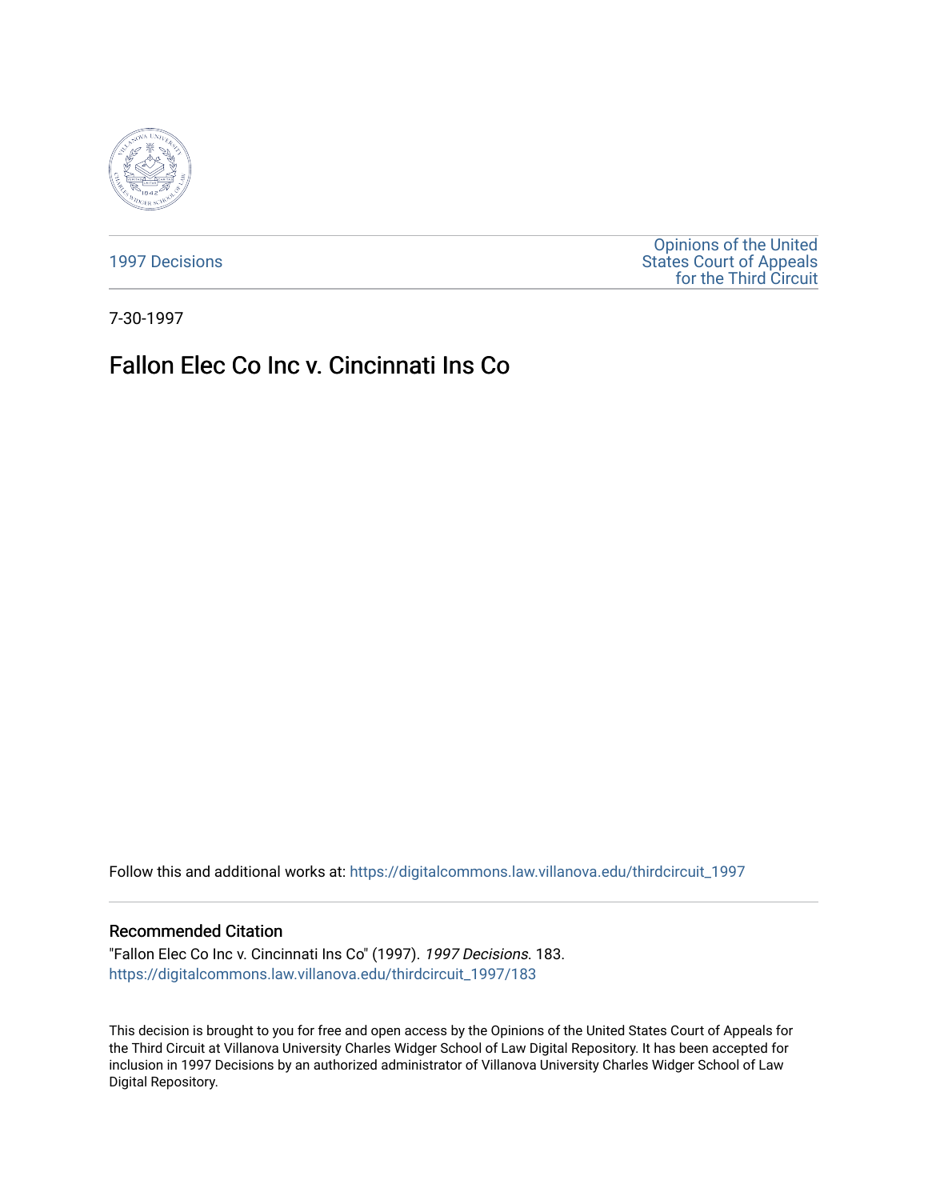1997 Decisions

Opinions of the United States Court of Appeals for the Third Circuit

7-30-1997

# Fallon Elec Co Inc v. Cincinnati Ins Co

Follow this and additional works at: https://digitalcommons.law.villanova.edu/thirdcircuit_1997

## Recommended Citation

"Fallon Elec Co Inc v. Cincinnati Ins Co" (1997). *1997 Decisions*. 183.
https://digitalcommons.law.villanova.edu/thirdcircuit_1997/183

This decision is brought to you for free and open access by the Opinions of the United States Court of Appeals for the Third Circuit at Villanova University Charles Widger School of Law Digital Repository. It has been accepted for inclusion in 1997 Decisions by an authorized administrator of Villanova University Charles Widger School of Law Digital Repository.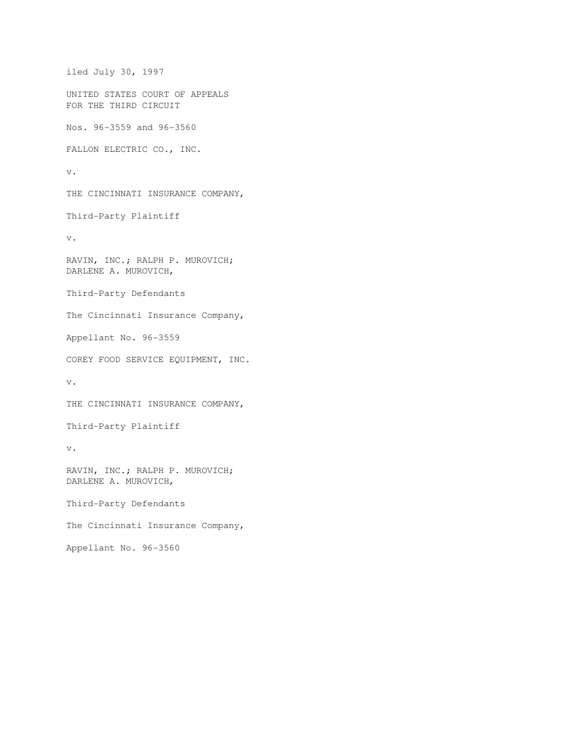iled July 30, 1997

UNITED STATES COURT OF APPEALS
FOR THE THIRD CIRCUIT

Nos. 96-3559 and 96-3560

FALLON ELECTRIC CO., INC.

v.

THE CINCINNATI INSURANCE COMPANY,

Third-Party Plaintiff

v.

RAVIN, INC.; RALPH P. MUROVICH;
DARLENE A. MUROVICH,

Third-Party Defendants

The Cincinnati Insurance Company,

Appellant No. 96-3559

COREY FOOD SERVICE EQUIPMENT, INC.

v.

THE CINCINNATI INSURANCE COMPANY,

Third-Party Plaintiff

v.

RAVIN, INC.; RALPH P. MUROVICH;
DARLENE A. MUROVICH,

Third-Party Defendants

The Cincinnati Insurance Company,

Appellant No. 96-3560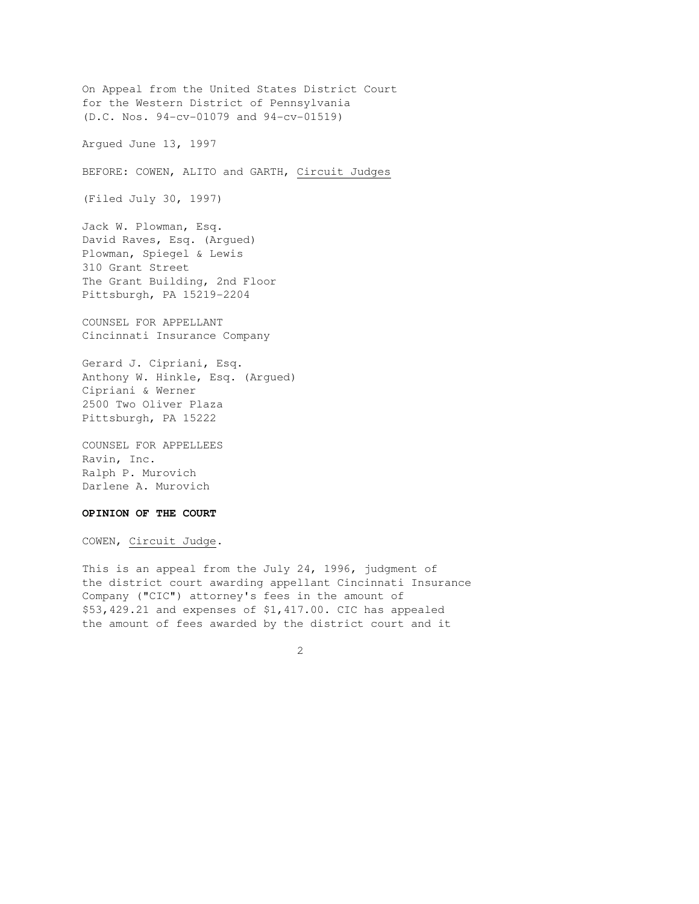On Appeal from the United States District Court
for the Western District of Pennsylvania
(D.C. Nos. 94-cv-01079 and 94-cv-01519)

Argued June 13, 1997

BEFORE: COWEN, ALITO and GARTH, Circuit Judges

(Filed July 30, 1997)

Jack W. Plowman, Esq.
David Raves, Esq. (Argued)
Plowman, Spiegel & Lewis
310 Grant Street
The Grant Building, 2nd Floor
Pittsburgh, PA 15219-2204

COUNSEL FOR APPELLANT
Cincinnati Insurance Company

Gerard J. Cipriani, Esq.
Anthony W. Hinkle, Esq. (Argued)
Cipriani & Werner
2500 Two Oliver Plaza
Pittsburgh, PA 15222

COUNSEL FOR APPELLEES
Ravin, Inc.
Ralph P. Murovich
Darlene A. Murovich

**OPINION OF THE COURT**

COWEN, Circuit Judge.

This is an appeal from the July 24, 1996, judgment of the district court awarding appellant Cincinnati Insurance Company ("CIC") attorney's fees in the amount of $53,429.21 and expenses of $1,417.00. CIC has appealed the amount of fees awarded by the district court and it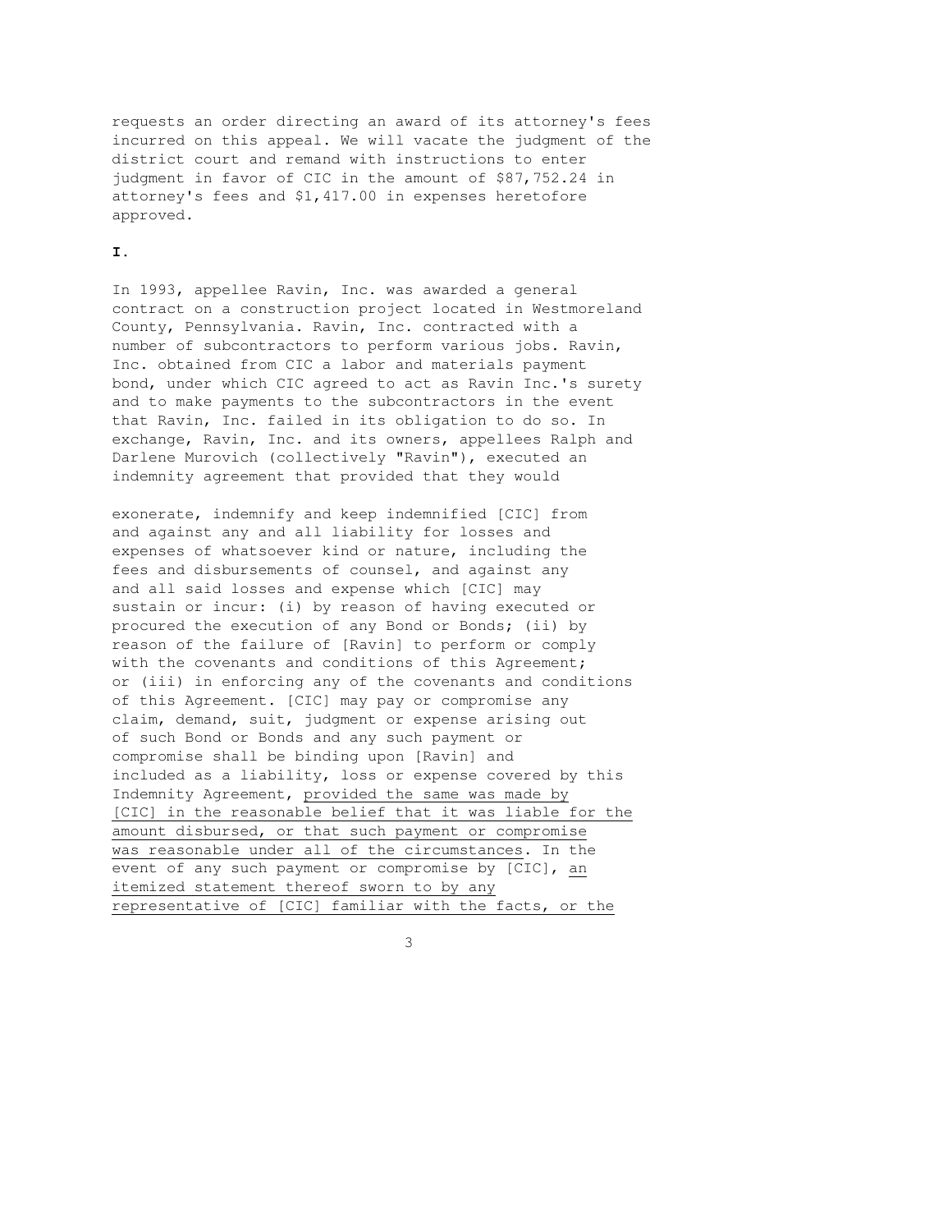requests an order directing an award of its attorney's fees incurred on this appeal. We will vacate the judgment of the district court and remand with instructions to enter judgment in favor of CIC in the amount of $87,752.24 in attorney's fees and $1,417.00 in expenses heretofore approved.

**I.**

In 1993, appellee Ravin, Inc. was awarded a general contract on a construction project located in Westmoreland County, Pennsylvania. Ravin, Inc. contracted with a number of subcontractors to perform various jobs. Ravin, Inc. obtained from CIC a labor and materials payment bond, under which CIC agreed to act as Ravin Inc.'s surety and to make payments to the subcontractors in the event that Ravin, Inc. failed in its obligation to do so. In exchange, Ravin, Inc. and its owners, appellees Ralph and Darlene Murovich (collectively "Ravin"), executed an indemnity agreement that provided that they would

> exonerate, indemnify and keep indemnified [CIC] from and against any and all liability for losses and expenses of whatsoever kind or nature, including the fees and disbursements of counsel, and against any and all said losses and expense which [CIC] may sustain or incur: (i) by reason of having executed or procured the execution of any Bond or Bonds; (ii) by reason of the failure of [Ravin] to perform or comply with the covenants and conditions of this Agreement; or (iii) in enforcing any of the covenants and conditions of this Agreement. [CIC] may pay or compromise any claim, demand, suit, judgment or expense arising out of such Bond or Bonds and any such payment or compromise shall be binding upon [Ravin] and included as a liability, loss or expense covered by this Indemnity Agreement, <u>provided the same was made by [CIC] in the reasonable belief that it was liable for the amount disbursed, or that such payment or compromise was reasonable under all of the circumstances</u>. In the event of any such payment or compromise by [CIC], <u>an itemized statement thereof sworn to by any representative of [CIC] familiar with the facts, or the</u>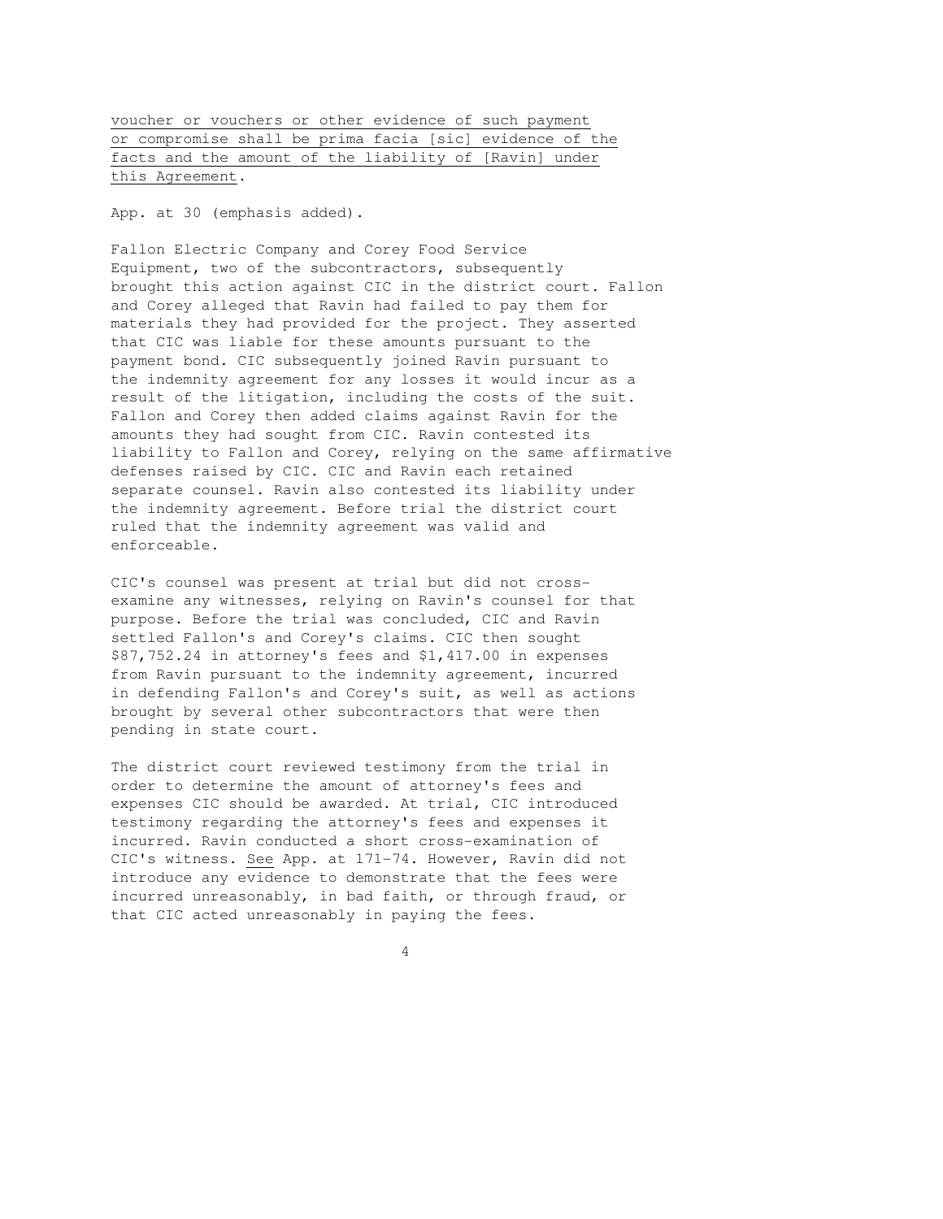voucher or vouchers or other evidence of such payment or compromise shall be prima facia [sic] evidence of the facts and the amount of the liability of [Ravin] under this Agreement.

App. at 30 (emphasis added).

Fallon Electric Company and Corey Food Service Equipment, two of the subcontractors, subsequently brought this action against CIC in the district court. Fallon and Corey alleged that Ravin had failed to pay them for materials they had provided for the project. They asserted that CIC was liable for these amounts pursuant to the payment bond. CIC subsequently joined Ravin pursuant to the indemnity agreement for any losses it would incur as a result of the litigation, including the costs of the suit. Fallon and Corey then added claims against Ravin for the amounts they had sought from CIC. Ravin contested its liability to Fallon and Corey, relying on the same affirmative defenses raised by CIC. CIC and Ravin each retained separate counsel. Ravin also contested its liability under the indemnity agreement. Before trial the district court ruled that the indemnity agreement was valid and enforceable.

CIC's counsel was present at trial but did not cross-examine any witnesses, relying on Ravin's counsel for that purpose. Before the trial was concluded, CIC and Ravin settled Fallon's and Corey's claims. CIC then sought \$87,752.24 in attorney's fees and \$1,417.00 in expenses from Ravin pursuant to the indemnity agreement, incurred in defending Fallon's and Corey's suit, as well as actions brought by several other subcontractors that were then pending in state court.

The district court reviewed testimony from the trial in order to determine the amount of attorney's fees and expenses CIC should be awarded. At trial, CIC introduced testimony regarding the attorney's fees and expenses it incurred. Ravin conducted a short cross-examination of CIC's witness. See App. at 171-74. However, Ravin did not introduce any evidence to demonstrate that the fees were incurred unreasonably, in bad faith, or through fraud, or that CIC acted unreasonably in paying the fees.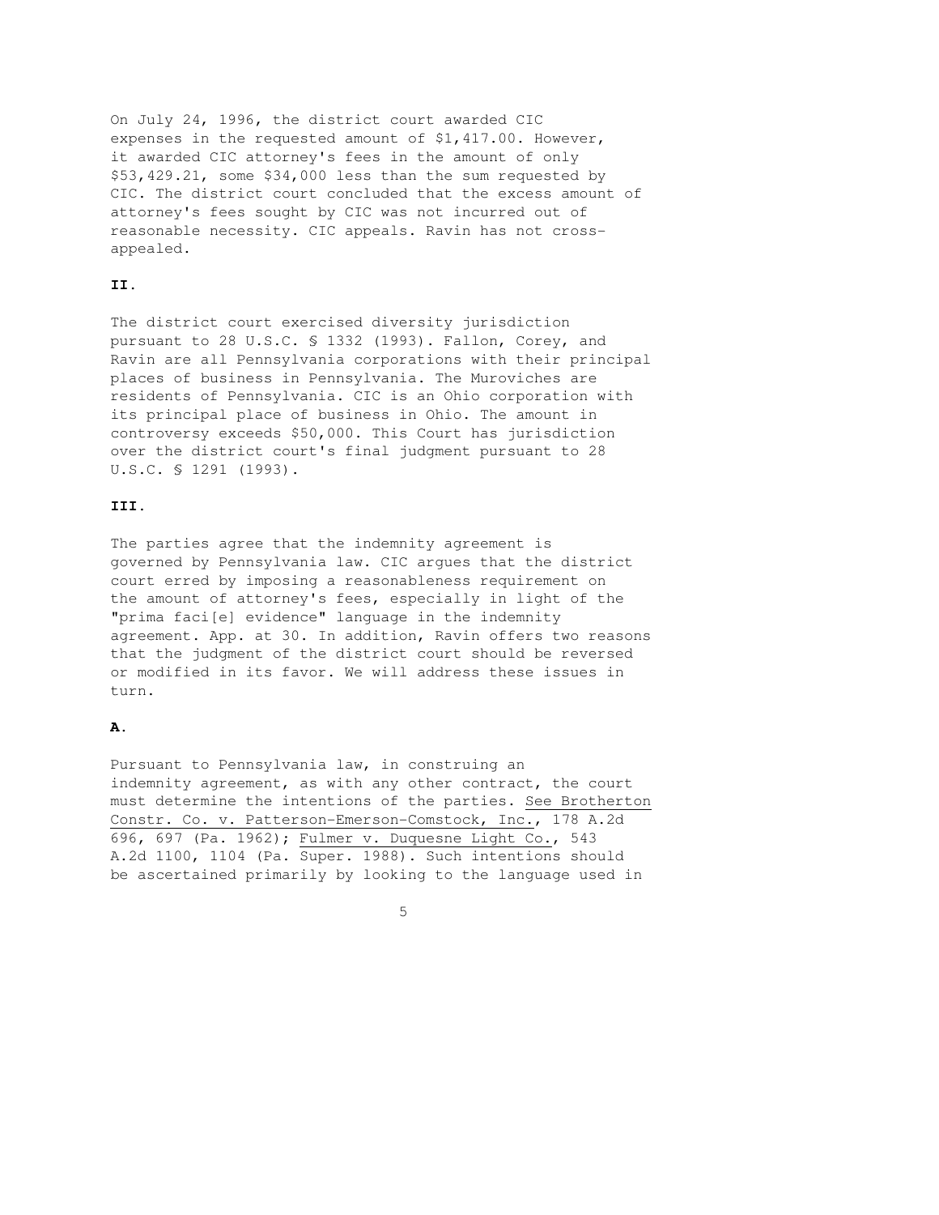On July 24, 1996, the district court awarded CIC expenses in the requested amount of $1,417.00. However, it awarded CIC attorney's fees in the amount of only $53,429.21, some $34,000 less than the sum requested by CIC. The district court concluded that the excess amount of attorney's fees sought by CIC was not incurred out of reasonable necessity. CIC appeals. Ravin has not cross-appealed.

**II.**

The district court exercised diversity jurisdiction pursuant to 28 U.S.C. § 1332 (1993). Fallon, Corey, and Ravin are all Pennsylvania corporations with their principal places of business in Pennsylvania. The Muroviches are residents of Pennsylvania. CIC is an Ohio corporation with its principal place of business in Ohio. The amount in controversy exceeds $50,000. This Court has jurisdiction over the district court's final judgment pursuant to 28 U.S.C. § 1291 (1993).

**III.**

The parties agree that the indemnity agreement is governed by Pennsylvania law. CIC argues that the district court erred by imposing a reasonableness requirement on the amount of attorney's fees, especially in light of the "prima faci[e] evidence" language in the indemnity agreement. App. at 30. In addition, Ravin offers two reasons that the judgment of the district court should be reversed or modified in its favor. We will address these issues in turn.

**A.**

Pursuant to Pennsylvania law, in construing an indemnity agreement, as with any other contract, the court must determine the intentions of the parties. See Brotherton Constr. Co. v. Patterson-Emerson-Comstock, Inc., 178 A.2d 696, 697 (Pa. 1962); Fulmer v. Duquesne Light Co., 543 A.2d 1100, 1104 (Pa. Super. 1988). Such intentions should be ascertained primarily by looking to the language used in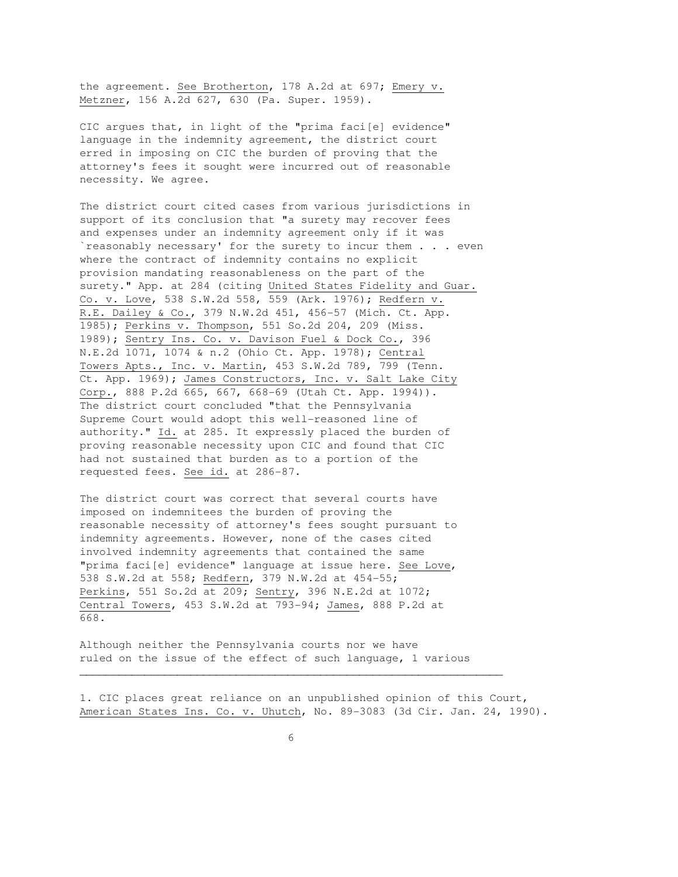the agreement. See Brotherton, 178 A.2d at 697; Emery v. Metzner, 156 A.2d 627, 630 (Pa. Super. 1959).

CIC argues that, in light of the "prima faci[e] evidence" language in the indemnity agreement, the district court erred in imposing on CIC the burden of proving that the attorney's fees it sought were incurred out of reasonable necessity. We agree.

The district court cited cases from various jurisdictions in support of its conclusion that "a surety may recover fees and expenses under an indemnity agreement only if it was `reasonably necessary' for the surety to incur them . . . even where the contract of indemnity contains no explicit provision mandating reasonableness on the part of the surety." App. at 284 (citing United States Fidelity and Guar. Co. v. Love, 538 S.W.2d 558, 559 (Ark. 1976); Redfern v. R.E. Dailey & Co., 379 N.W.2d 451, 456-57 (Mich. Ct. App. 1985); Perkins v. Thompson, 551 So.2d 204, 209 (Miss. 1989); Sentry Ins. Co. v. Davison Fuel & Dock Co., 396 N.E.2d 1071, 1074 & n.2 (Ohio Ct. App. 1978); Central Towers Apts., Inc. v. Martin, 453 S.W.2d 789, 799 (Tenn. Ct. App. 1969); James Constructors, Inc. v. Salt Lake City Corp., 888 P.2d 665, 667, 668-69 (Utah Ct. App. 1994)). The district court concluded "that the Pennsylvania Supreme Court would adopt this well-reasoned line of authority." Id. at 285. It expressly placed the burden of proving reasonable necessity upon CIC and found that CIC had not sustained that burden as to a portion of the requested fees. See id. at 286-87.

The district court was correct that several courts have imposed on indemnitees the burden of proving the reasonable necessity of attorney's fees sought pursuant to indemnity agreements. However, none of the cases cited involved indemnity agreements that contained the same "prima faci[e] evidence" language at issue here. See Love, 538 S.W.2d at 558; Redfern, 379 N.W.2d at 454-55; Perkins, 551 So.2d at 209; Sentry, 396 N.E.2d at 1072; Central Towers, 453 S.W.2d at 793-94; James, 888 P.2d at 668.

Although neither the Pennsylvania courts nor we have ruled on the issue of the effect of such language, [1] various

1. CIC places great reliance on an unpublished opinion of this Court, American States Ins. Co. v. Uhutch, No. 89-3083 (3d Cir. Jan. 24, 1990).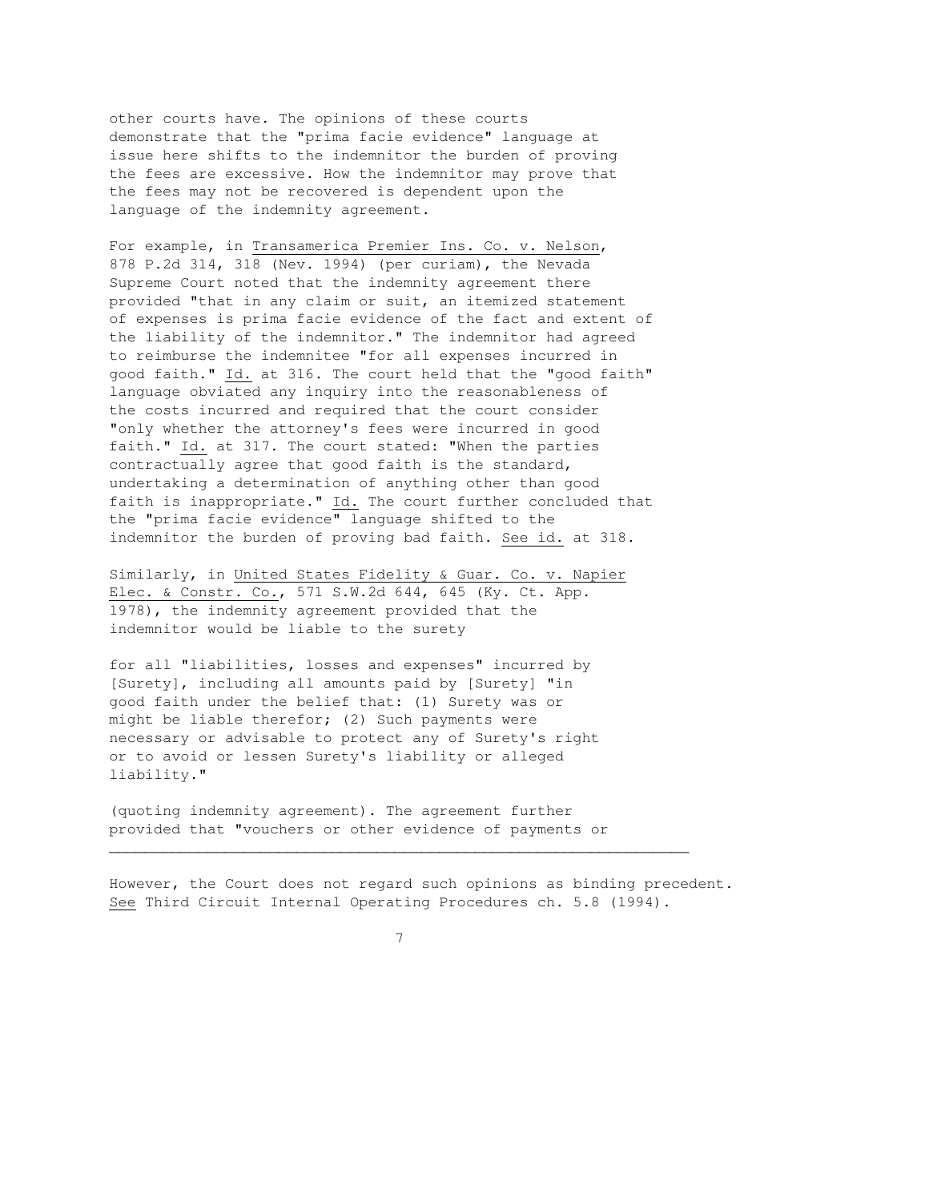other courts have. The opinions of these courts demonstrate that the "prima facie evidence" language at issue here shifts to the indemnitor the burden of proving the fees are excessive. How the indemnitor may prove that the fees may not be recovered is dependent upon the language of the indemnity agreement.

For example, in Transamerica Premier Ins. Co. v. Nelson, 878 P.2d 314, 318 (Nev. 1994) (per curiam), the Nevada Supreme Court noted that the indemnity agreement there provided "that in any claim or suit, an itemized statement of expenses is prima facie evidence of the fact and extent of the liability of the indemnitor." The indemnitor had agreed to reimburse the indemnitee "for all expenses incurred in good faith." Id. at 316. The court held that the "good faith" language obviated any inquiry into the reasonableness of the costs incurred and required that the court consider "only whether the attorney's fees were incurred in good faith." Id. at 317. The court stated: "When the parties contractually agree that good faith is the standard, undertaking a determination of anything other than good faith is inappropriate." Id. The court further concluded that the "prima facie evidence" language shifted to the indemnitor the burden of proving bad faith. See id. at 318.

Similarly, in United States Fidelity & Guar. Co. v. Napier Elec. & Constr. Co., 571 S.W.2d 644, 645 (Ky. Ct. App. 1978), the indemnity agreement provided that the indemnitor would be liable to the surety

> for all "liabilities, losses and expenses" incurred by [Surety], including all amounts paid by [Surety] "in good faith under the belief that: (1) Surety was or might be liable therefor; (2) Such payments were necessary or advisable to protect any of Surety's right or to avoid or lessen Surety's liability or alleged liability."

(quoting indemnity agreement). The agreement further provided that "vouchers or other evidence of payments or

---

However, the Court does not regard such opinions as binding precedent. See Third Circuit Internal Operating Procedures ch. 5.8 (1994).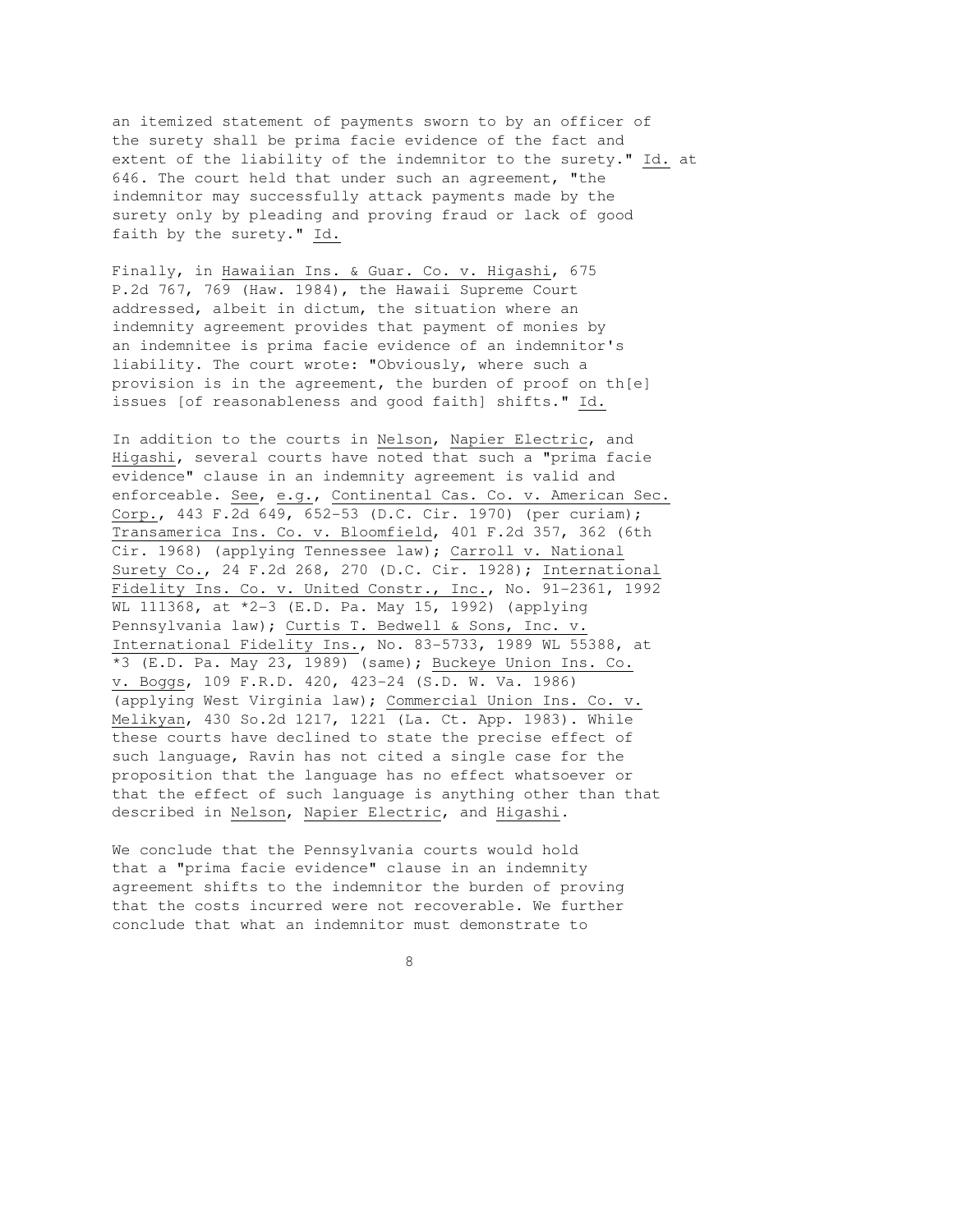an itemized statement of payments sworn to by an officer of the surety shall be prima facie evidence of the fact and extent of the liability of the indemnitor to the surety." Id. at 646. The court held that under such an agreement, "the indemnitor may successfully attack payments made by the surety only by pleading and proving fraud or lack of good faith by the surety." Id.

Finally, in Hawaiian Ins. & Guar. Co. v. Higashi, 675 P.2d 767, 769 (Haw. 1984), the Hawaii Supreme Court addressed, albeit in dictum, the situation where an indemnity agreement provides that payment of monies by an indemnitee is prima facie evidence of an indemnitor's liability. The court wrote: "Obviously, where such a provision is in the agreement, the burden of proof on th[e] issues [of reasonableness and good faith] shifts." Id.

In addition to the courts in Nelson, Napier Electric, and Higashi, several courts have noted that such a "prima facie evidence" clause in an indemnity agreement is valid and enforceable. See, e.g., Continental Cas. Co. v. American Sec. Corp., 443 F.2d 649, 652-53 (D.C. Cir. 1970) (per curiam); Transamerica Ins. Co. v. Bloomfield, 401 F.2d 357, 362 (6th Cir. 1968) (applying Tennessee law); Carroll v. National Surety Co., 24 F.2d 268, 270 (D.C. Cir. 1928); International Fidelity Ins. Co. v. United Constr., Inc., No. 91-2361, 1992 WL 111368, at *2-3 (E.D. Pa. May 15, 1992) (applying Pennsylvania law); Curtis T. Bedwell & Sons, Inc. v. International Fidelity Ins., No. 83-5733, 1989 WL 55388, at *3 (E.D. Pa. May 23, 1989) (same); Buckeye Union Ins. Co. v. Boggs, 109 F.R.D. 420, 423-24 (S.D. W. Va. 1986) (applying West Virginia law); Commercial Union Ins. Co. v. Melikyan, 430 So.2d 1217, 1221 (La. Ct. App. 1983). While these courts have declined to state the precise effect of such language, Ravin has not cited a single case for the proposition that the language has no effect whatsoever or that the effect of such language is anything other than that described in Nelson, Napier Electric, and Higashi.

We conclude that the Pennsylvania courts would hold that a "prima facie evidence" clause in an indemnity agreement shifts to the indemnitor the burden of proving that the costs incurred were not recoverable. We further conclude that what an indemnitor must demonstrate to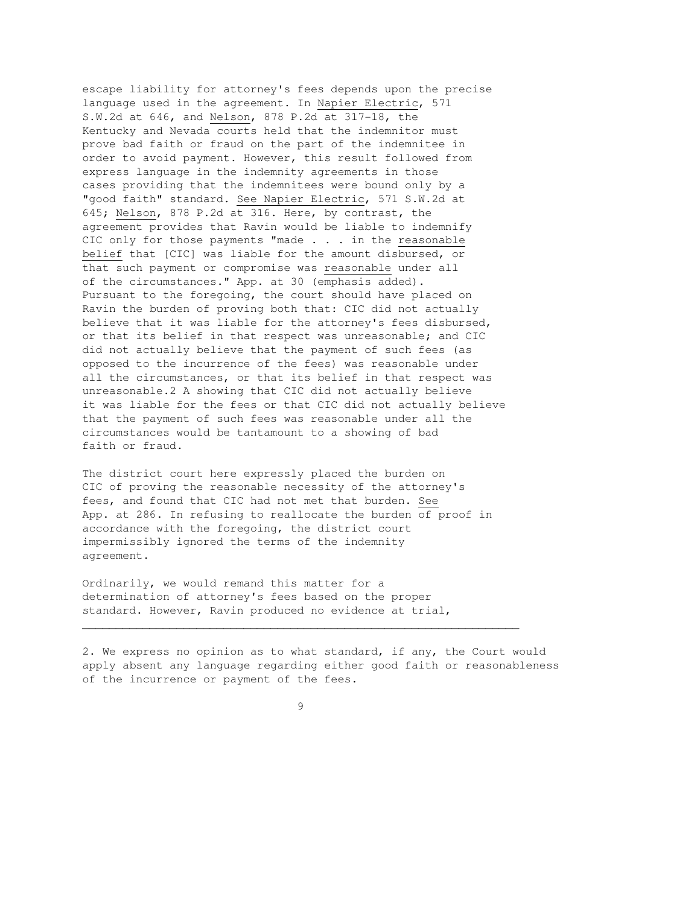escape liability for attorney's fees depends upon the precise language used in the agreement. In Napier Electric, 571 S.W.2d at 646, and Nelson, 878 P.2d at 317-18, the Kentucky and Nevada courts held that the indemnitor must prove bad faith or fraud on the part of the indemnitee in order to avoid payment. However, this result followed from express language in the indemnity agreements in those cases providing that the indemnitees were bound only by a "good faith" standard. See Napier Electric, 571 S.W.2d at 645; Nelson, 878 P.2d at 316. Here, by contrast, the agreement provides that Ravin would be liable to indemnify CIC only for those payments "made . . . in the reasonable belief that [CIC] was liable for the amount disbursed, or that such payment or compromise was reasonable under all of the circumstances." App. at 30 (emphasis added). Pursuant to the foregoing, the court should have placed on Ravin the burden of proving both that: CIC did not actually believe that it was liable for the attorney's fees disbursed, or that its belief in that respect was unreasonable; and CIC did not actually believe that the payment of such fees (as opposed to the incurrence of the fees) was reasonable under all the circumstances, or that its belief in that respect was unreasonable.[2] A showing that CIC did not actually believe it was liable for the fees or that CIC did not actually believe that the payment of such fees was reasonable under all the circumstances would be tantamount to a showing of bad faith or fraud.

The district court here expressly placed the burden on CIC of proving the reasonable necessity of the attorney's fees, and found that CIC had not met that burden. See App. at 286. In refusing to reallocate the burden of proof in accordance with the foregoing, the district court impermissibly ignored the terms of the indemnity agreement.

Ordinarily, we would remand this matter for a determination of attorney's fees based on the proper standard. However, Ravin produced no evidence at trial,

---

2. We express no opinion as to what standard, if any, the Court would apply absent any language regarding either good faith or reasonableness of the incurrence or payment of the fees.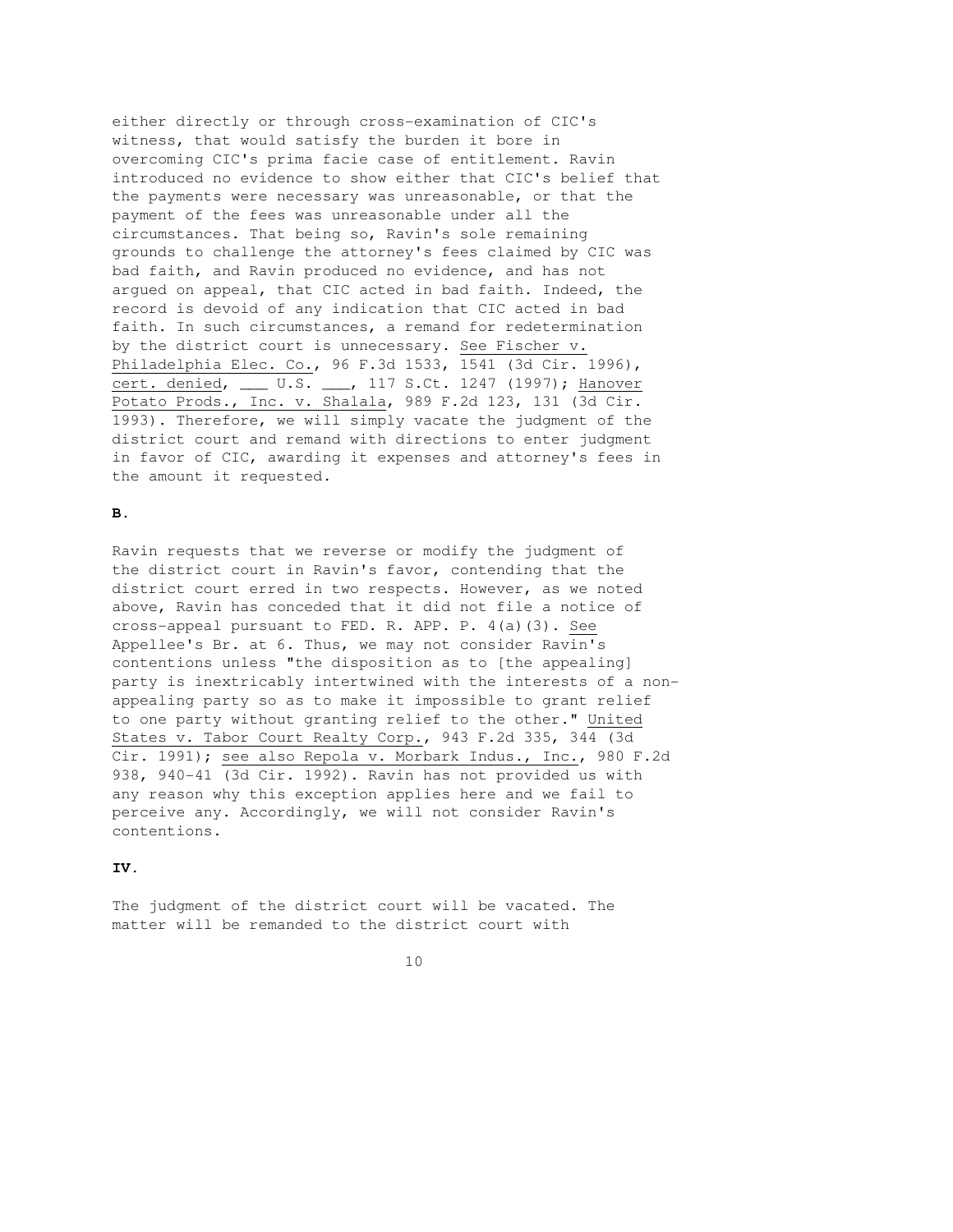either directly or through cross-examination of CIC's witness, that would satisfy the burden it bore in overcoming CIC's prima facie case of entitlement. Ravin introduced no evidence to show either that CIC's belief that the payments were necessary was unreasonable, or that the payment of the fees was unreasonable under all the circumstances. That being so, Ravin's sole remaining grounds to challenge the attorney's fees claimed by CIC was bad faith, and Ravin produced no evidence, and has not argued on appeal, that CIC acted in bad faith. Indeed, the record is devoid of any indication that CIC acted in bad faith. In such circumstances, a remand for redetermination by the district court is unnecessary. See Fischer v. Philadelphia Elec. Co., 96 F.3d 1533, 1541 (3d Cir. 1996), cert. denied, ___ U.S. ___, 117 S.Ct. 1247 (1997); Hanover Potato Prods., Inc. v. Shalala, 989 F.2d 123, 131 (3d Cir. 1993). Therefore, we will simply vacate the judgment of the district court and remand with directions to enter judgment in favor of CIC, awarding it expenses and attorney's fees in the amount it requested.

**B.**

Ravin requests that we reverse or modify the judgment of the district court in Ravin's favor, contending that the district court erred in two respects. However, as we noted above, Ravin has conceded that it did not file a notice of cross-appeal pursuant to FED. R. APP. P. 4(a)(3). See Appellee's Br. at 6. Thus, we may not consider Ravin's contentions unless "the disposition as to [the appealing] party is inextricably intertwined with the interests of a non-appealing party so as to make it impossible to grant relief to one party without granting relief to the other." United States v. Tabor Court Realty Corp., 943 F.2d 335, 344 (3d Cir. 1991); see also Repola v. Morbark Indus., Inc., 980 F.2d 938, 940-41 (3d Cir. 1992). Ravin has not provided us with any reason why this exception applies here and we fail to perceive any. Accordingly, we will not consider Ravin's contentions.

**IV.**

The judgment of the district court will be vacated. The matter will be remanded to the district court with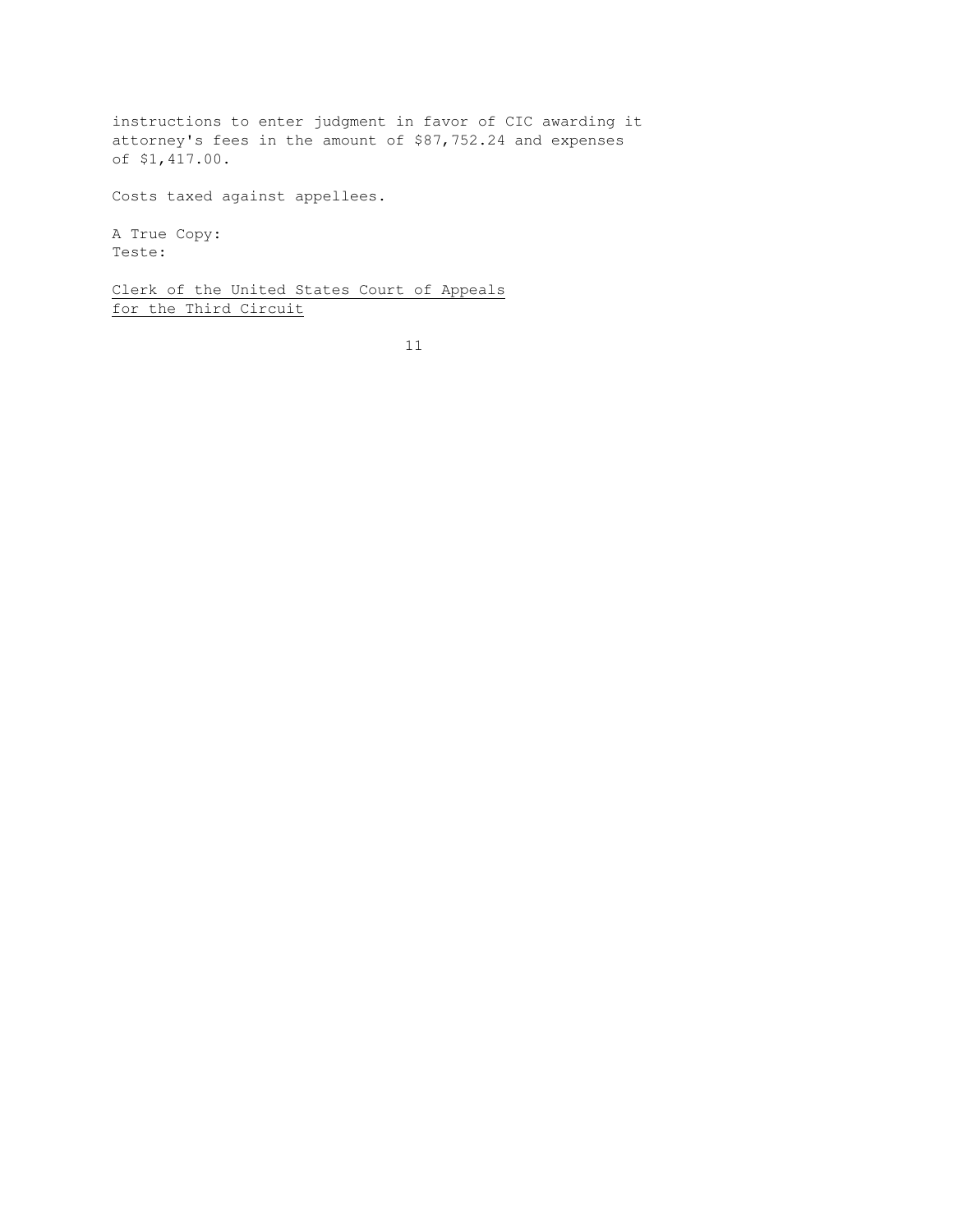instructions to enter judgment in favor of CIC awarding it attorney's fees in the amount of $87,752.24 and expenses of $1,417.00.

Costs taxed against appellees.

A True Copy:
Teste:

Clerk of the United States Court of Appeals
for the Third Circuit